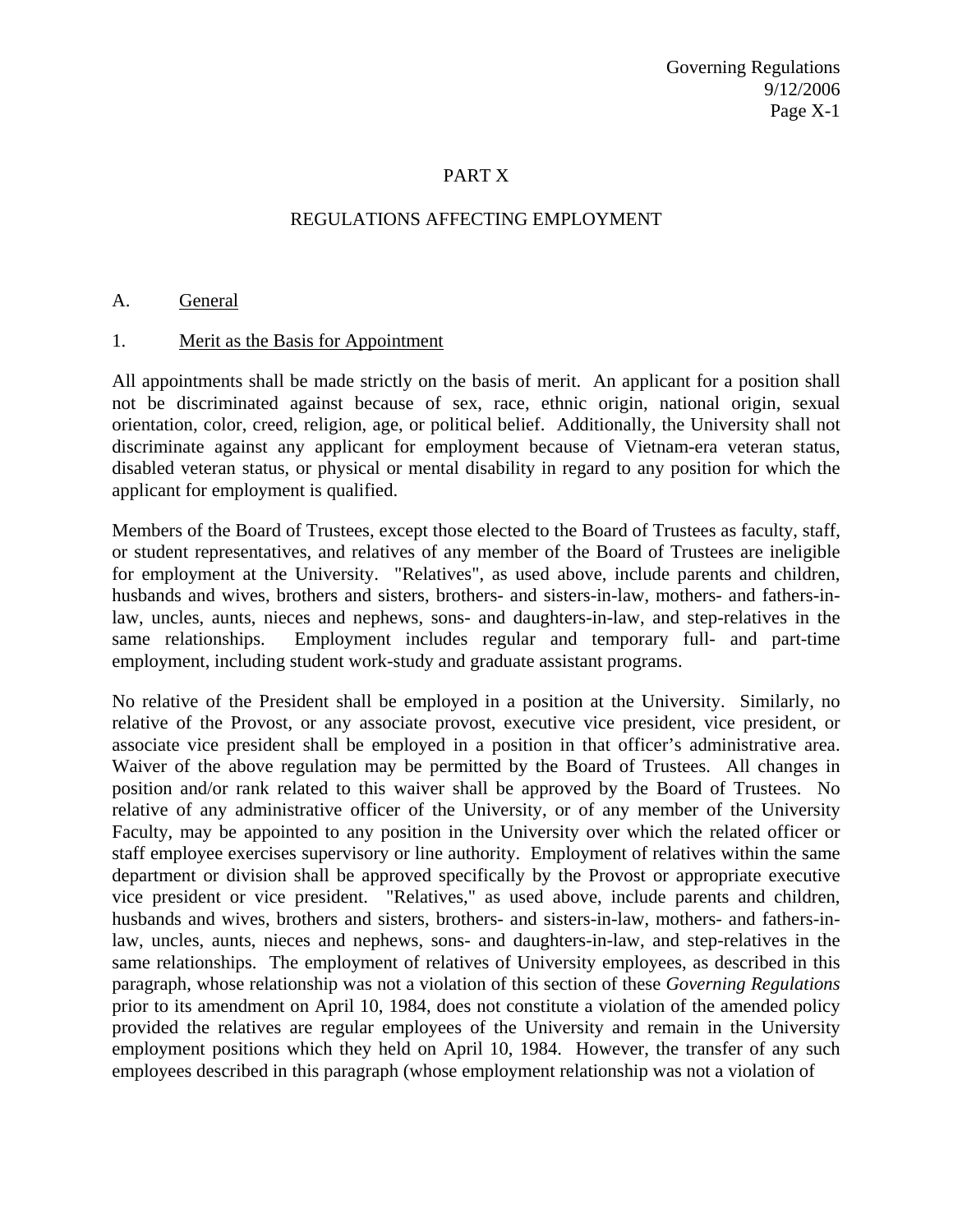# PART X

## REGULATIONS AFFECTING EMPLOYMENT

### A. General

#### 1. Merit as the Basis for Appointment

All appointments shall be made strictly on the basis of merit. An applicant for a position shall not be discriminated against because of sex, race, ethnic origin, national origin, sexual orientation, color, creed, religion, age, or political belief. Additionally, the University shall not discriminate against any applicant for employment because of Vietnam-era veteran status, disabled veteran status, or physical or mental disability in regard to any position for which the applicant for employment is qualified.

Members of the Board of Trustees, except those elected to the Board of Trustees as faculty, staff, or student representatives, and relatives of any member of the Board of Trustees are ineligible for employment at the University. "Relatives", as used above, include parents and children, husbands and wives, brothers and sisters, brothers- and sisters-in-law, mothers- and fathers-in-law, uncles, aunts, nieces and nephews, sons- and daughters-in-law, and step-relatives in the same relationships. Employment includes regular and temporary full- and part-time employment, including student work-study and graduate assistant programs.

No relative of the President shall be employed in a position at the University. Similarly, no relative of the Provost, or any associate provost, executive vice president, vice president, or associate vice president shall be employed in a position in that officer's administrative area. Waiver of the above regulation may be permitted by the Board of Trustees. All changes in position and/or rank related to this waiver shall be approved by the Board of Trustees. No relative of any administrative officer of the University, or of any member of the University Faculty, may be appointed to any position in the University over which the related officer or staff employee exercises supervisory or line authority. Employment of relatives within the same department or division shall be approved specifically by the Provost or appropriate executive vice president or vice president. "Relatives," as used above, include parents and children, husbands and wives, brothers and sisters, brothers- and sisters-in-law, mothers- and fathers-in-law, uncles, aunts, nieces and nephews, sons- and daughters-in-law, and step-relatives in the same relationships. The employment of relatives of University employees, as described in this paragraph, whose relationship was not a violation of this section of these *Governing Regulations* prior to its amendment on April 10, 1984, does not constitute a violation of the amended policy provided the relatives are regular employees of the University and remain in the University employment positions which they held on April 10, 1984. However, the transfer of any such employees described in this paragraph (whose employment relationship was not a violation of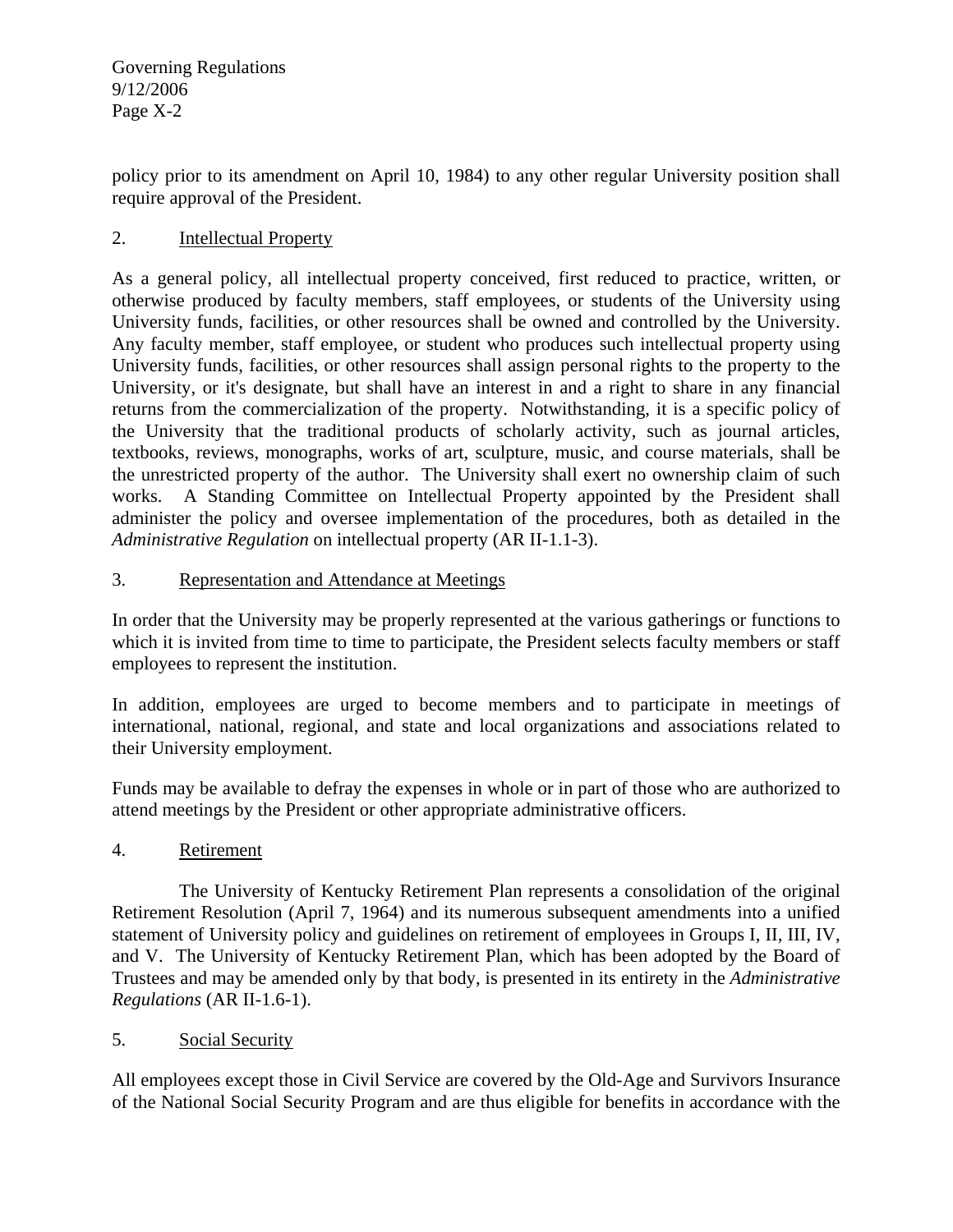policy prior to its amendment on April 10, 1984) to any other regular University position shall require approval of the President.

## 2. Intellectual Property

As a general policy, all intellectual property conceived, first reduced to practice, written, or otherwise produced by faculty members, staff employees, or students of the University using University funds, facilities, or other resources shall be owned and controlled by the University. Any faculty member, staff employee, or student who produces such intellectual property using University funds, facilities, or other resources shall assign personal rights to the property to the University, or it's designate, but shall have an interest in and a right to share in any financial returns from the commercialization of the property. Notwithstanding, it is a specific policy of the University that the traditional products of scholarly activity, such as journal articles, textbooks, reviews, monographs, works of art, sculpture, music, and course materials, shall be the unrestricted property of the author. The University shall exert no ownership claim of such works. A Standing Committee on Intellectual Property appointed by the President shall administer the policy and oversee implementation of the procedures, both as detailed in the *Administrative Regulation* on intellectual property (AR II-1.1-3).

## 3. Representation and Attendance at Meetings

In order that the University may be properly represented at the various gatherings or functions to which it is invited from time to time to participate, the President selects faculty members or staff employees to represent the institution.

In addition, employees are urged to become members and to participate in meetings of international, national, regional, and state and local organizations and associations related to their University employment.

Funds may be available to defray the expenses in whole or in part of those who are authorized to attend meetings by the President or other appropriate administrative officers.

## 4. Retirement

The University of Kentucky Retirement Plan represents a consolidation of the original Retirement Resolution (April 7, 1964) and its numerous subsequent amendments into a unified statement of University policy and guidelines on retirement of employees in Groups I, II, III, IV, and V. The University of Kentucky Retirement Plan, which has been adopted by the Board of Trustees and may be amended only by that body, is presented in its entirety in the *Administrative Regulations* (AR II-1.6-1).

## 5. Social Security

All employees except those in Civil Service are covered by the Old-Age and Survivors Insurance of the National Social Security Program and are thus eligible for benefits in accordance with the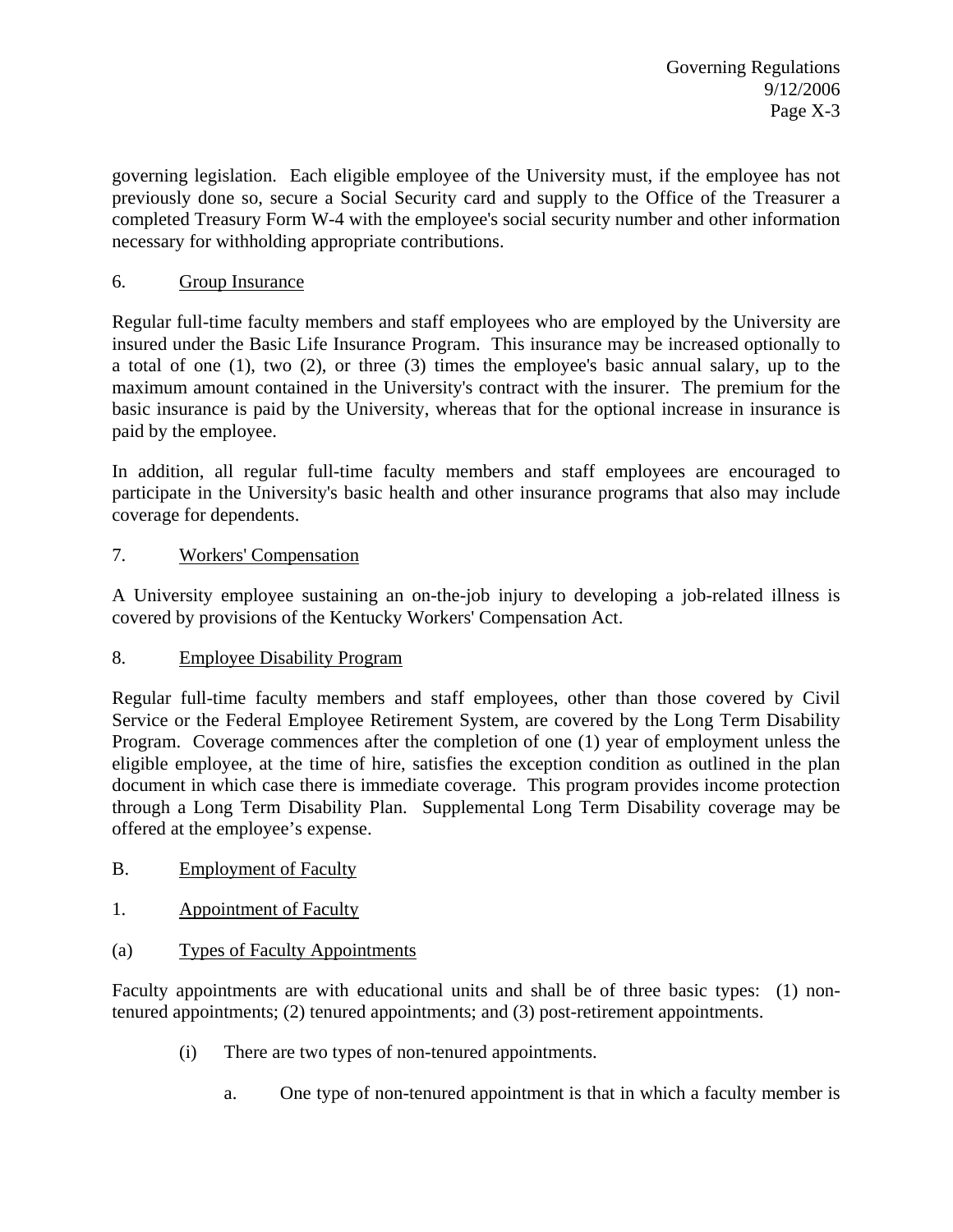governing legislation. Each eligible employee of the University must, if the employee has not previously done so, secure a Social Security card and supply to the Office of the Treasurer a completed Treasury Form W-4 with the employee's social security number and other information necessary for withholding appropriate contributions.

6. Group Insurance

Regular full-time faculty members and staff employees who are employed by the University are insured under the Basic Life Insurance Program. This insurance may be increased optionally to a total of one (1), two (2), or three (3) times the employee's basic annual salary, up to the maximum amount contained in the University's contract with the insurer. The premium for the basic insurance is paid by the University, whereas that for the optional increase in insurance is paid by the employee.

In addition, all regular full-time faculty members and staff employees are encouraged to participate in the University's basic health and other insurance programs that also may include coverage for dependents.

7. Workers' Compensation

A University employee sustaining an on-the-job injury to developing a job-related illness is covered by provisions of the Kentucky Workers' Compensation Act.

8. Employee Disability Program

Regular full-time faculty members and staff employees, other than those covered by Civil Service or the Federal Employee Retirement System, are covered by the Long Term Disability Program. Coverage commences after the completion of one (1) year of employment unless the eligible employee, at the time of hire, satisfies the exception condition as outlined in the plan document in which case there is immediate coverage. This program provides income protection through a Long Term Disability Plan. Supplemental Long Term Disability coverage may be offered at the employee's expense.

B. Employment of Faculty

1. Appointment of Faculty

(a) Types of Faculty Appointments

Faculty appointments are with educational units and shall be of three basic types: (1) non-tenured appointments; (2) tenured appointments; and (3) post-retirement appointments.

(i) There are two types of non-tenured appointments.

a. One type of non-tenured appointment is that in which a faculty member is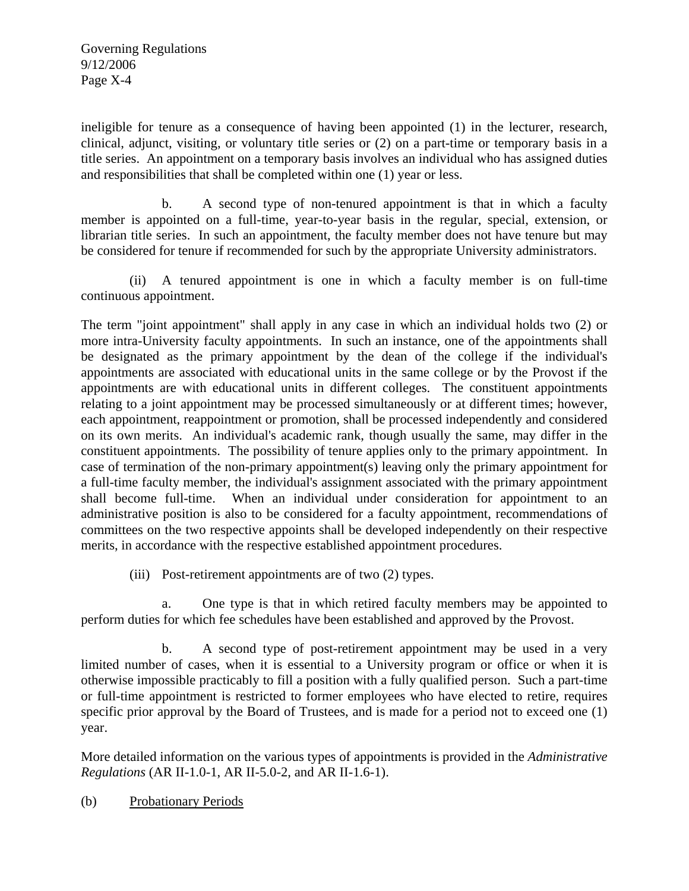ineligible for tenure as a consequence of having been appointed (1) in the lecturer, research, clinical, adjunct, visiting, or voluntary title series or (2) on a part-time or temporary basis in a title series. An appointment on a temporary basis involves an individual who has assigned duties and responsibilities that shall be completed within one (1) year or less.

b. A second type of non-tenured appointment is that in which a faculty member is appointed on a full-time, year-to-year basis in the regular, special, extension, or librarian title series. In such an appointment, the faculty member does not have tenure but may be considered for tenure if recommended for such by the appropriate University administrators.

(ii) A tenured appointment is one in which a faculty member is on full-time continuous appointment.

The term "joint appointment" shall apply in any case in which an individual holds two (2) or more intra-University faculty appointments. In such an instance, one of the appointments shall be designated as the primary appointment by the dean of the college if the individual's appointments are associated with educational units in the same college or by the Provost if the appointments are with educational units in different colleges. The constituent appointments relating to a joint appointment may be processed simultaneously or at different times; however, each appointment, reappointment or promotion, shall be processed independently and considered on its own merits. An individual's academic rank, though usually the same, may differ in the constituent appointments. The possibility of tenure applies only to the primary appointment. In case of termination of the non-primary appointment(s) leaving only the primary appointment for a full-time faculty member, the individual's assignment associated with the primary appointment shall become full-time. When an individual under consideration for appointment to an administrative position is also to be considered for a faculty appointment, recommendations of committees on the two respective appoints shall be developed independently on their respective merits, in accordance with the respective established appointment procedures.

(iii) Post-retirement appointments are of two (2) types.

a. One type is that in which retired faculty members may be appointed to perform duties for which fee schedules have been established and approved by the Provost.

b. A second type of post-retirement appointment may be used in a very limited number of cases, when it is essential to a University program or office or when it is otherwise impossible practicably to fill a position with a fully qualified person. Such a part-time or full-time appointment is restricted to former employees who have elected to retire, requires specific prior approval by the Board of Trustees, and is made for a period not to exceed one (1) year.

More detailed information on the various types of appointments is provided in the *Administrative Regulations* (AR II-1.0-1, AR II-5.0-2, and AR II-1.6-1).

(b) Probationary Periods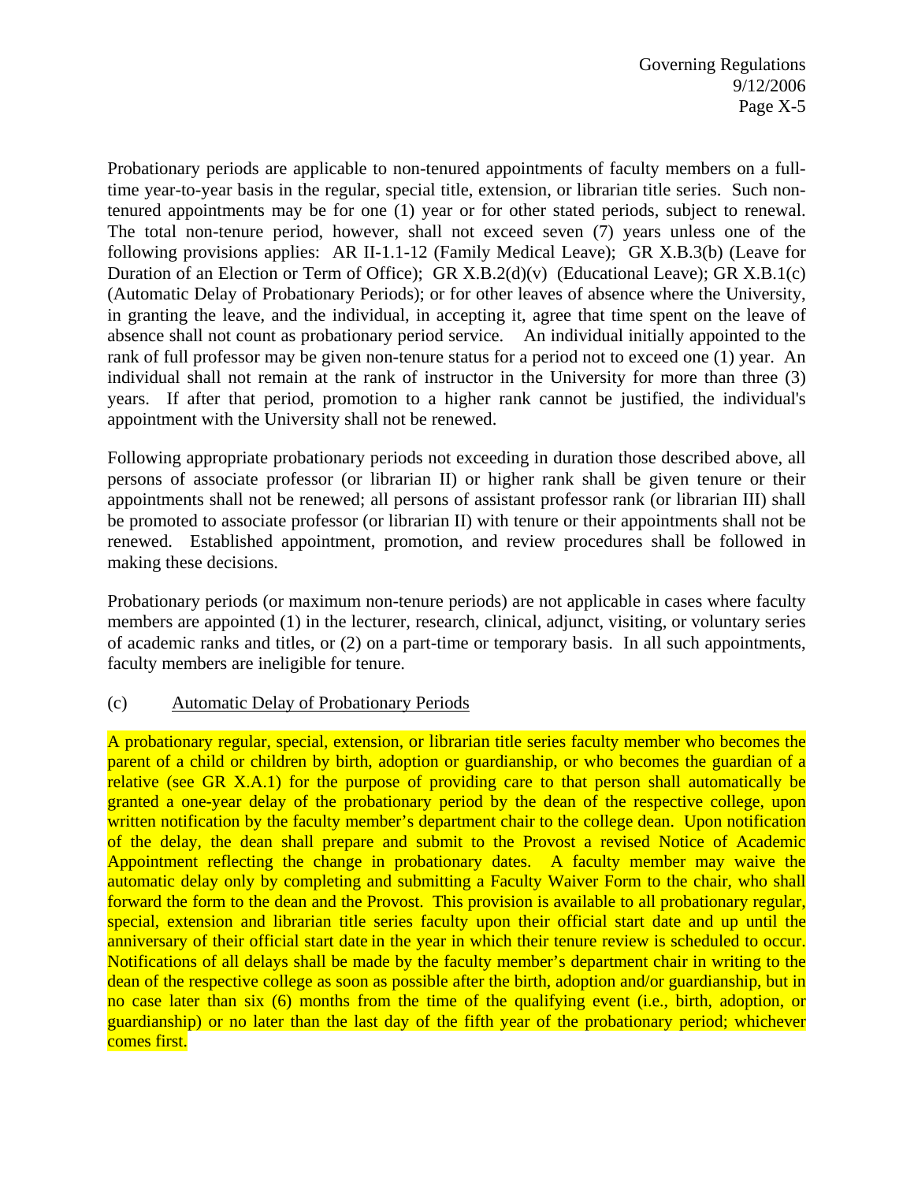Probationary periods are applicable to non-tenured appointments of faculty members on a full-time year-to-year basis in the regular, special title, extension, or librarian title series. Such non-tenured appointments may be for one (1) year or for other stated periods, subject to renewal. The total non-tenure period, however, shall not exceed seven (7) years unless one of the following provisions applies: AR II-1.1-12 (Family Medical Leave); GR X.B.3(b) (Leave for Duration of an Election or Term of Office); GR X.B.2(d)(v) (Educational Leave); GR X.B.1(c) (Automatic Delay of Probationary Periods); or for other leaves of absence where the University, in granting the leave, and the individual, in accepting it, agree that time spent on the leave of absence shall not count as probationary period service. An individual initially appointed to the rank of full professor may be given non-tenure status for a period not to exceed one (1) year. An individual shall not remain at the rank of instructor in the University for more than three (3) years. If after that period, promotion to a higher rank cannot be justified, the individual's appointment with the University shall not be renewed.

Following appropriate probationary periods not exceeding in duration those described above, all persons of associate professor (or librarian II) or higher rank shall be given tenure or their appointments shall not be renewed; all persons of assistant professor rank (or librarian III) shall be promoted to associate professor (or librarian II) with tenure or their appointments shall not be renewed. Established appointment, promotion, and review procedures shall be followed in making these decisions.

Probationary periods (or maximum non-tenure periods) are not applicable in cases where faculty members are appointed (1) in the lecturer, research, clinical, adjunct, visiting, or voluntary series of academic ranks and titles, or (2) on a part-time or temporary basis. In all such appointments, faculty members are ineligible for tenure.

(c) Automatic Delay of Probationary Periods

A probationary regular, special, extension, or librarian title series faculty member who becomes the parent of a child or children by birth, adoption or guardianship, or who becomes the guardian of a relative (see GR X.A.1) for the purpose of providing care to that person shall automatically be granted a one-year delay of the probationary period by the dean of the respective college, upon written notification by the faculty member's department chair to the college dean. Upon notification of the delay, the dean shall prepare and submit to the Provost a revised Notice of Academic Appointment reflecting the change in probationary dates. A faculty member may waive the automatic delay only by completing and submitting a Faculty Waiver Form to the chair, who shall forward the form to the dean and the Provost. This provision is available to all probationary regular, special, extension and librarian title series faculty upon their official start date and up until the anniversary of their official start date in the year in which their tenure review is scheduled to occur. Notifications of all delays shall be made by the faculty member's department chair in writing to the dean of the respective college as soon as possible after the birth, adoption and/or guardianship, but in no case later than six (6) months from the time of the qualifying event (i.e., birth, adoption, or guardianship) or no later than the last day of the fifth year of the probationary period; whichever comes first.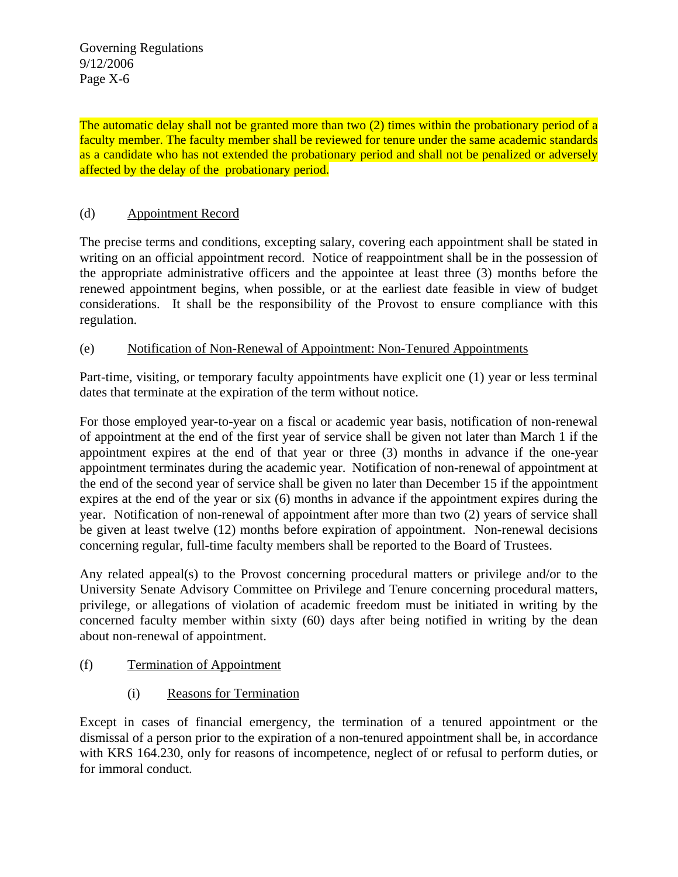The automatic delay shall not be granted more than two (2) times within the probationary period of a faculty member. The faculty member shall be reviewed for tenure under the same academic standards as a candidate who has not extended the probationary period and shall not be penalized or adversely affected by the delay of the probationary period.

(d) Appointment Record

The precise terms and conditions, excepting salary, covering each appointment shall be stated in writing on an official appointment record. Notice of reappointment shall be in the possession of the appropriate administrative officers and the appointee at least three (3) months before the renewed appointment begins, when possible, or at the earliest date feasible in view of budget considerations. It shall be the responsibility of the Provost to ensure compliance with this regulation.

(e) Notification of Non-Renewal of Appointment: Non-Tenured Appointments

Part-time, visiting, or temporary faculty appointments have explicit one (1) year or less terminal dates that terminate at the expiration of the term without notice.

For those employed year-to-year on a fiscal or academic year basis, notification of non-renewal of appointment at the end of the first year of service shall be given not later than March 1 if the appointment expires at the end of that year or three (3) months in advance if the one-year appointment terminates during the academic year. Notification of non-renewal of appointment at the end of the second year of service shall be given no later than December 15 if the appointment expires at the end of the year or six (6) months in advance if the appointment expires during the year. Notification of non-renewal of appointment after more than two (2) years of service shall be given at least twelve (12) months before expiration of appointment. Non-renewal decisions concerning regular, full-time faculty members shall be reported to the Board of Trustees.

Any related appeal(s) to the Provost concerning procedural matters or privilege and/or to the University Senate Advisory Committee on Privilege and Tenure concerning procedural matters, privilege, or allegations of violation of academic freedom must be initiated in writing by the concerned faculty member within sixty (60) days after being notified in writing by the dean about non-renewal of appointment.

(f) Termination of Appointment

(i) Reasons for Termination

Except in cases of financial emergency, the termination of a tenured appointment or the dismissal of a person prior to the expiration of a non-tenured appointment shall be, in accordance with KRS 164.230, only for reasons of incompetence, neglect of or refusal to perform duties, or for immoral conduct.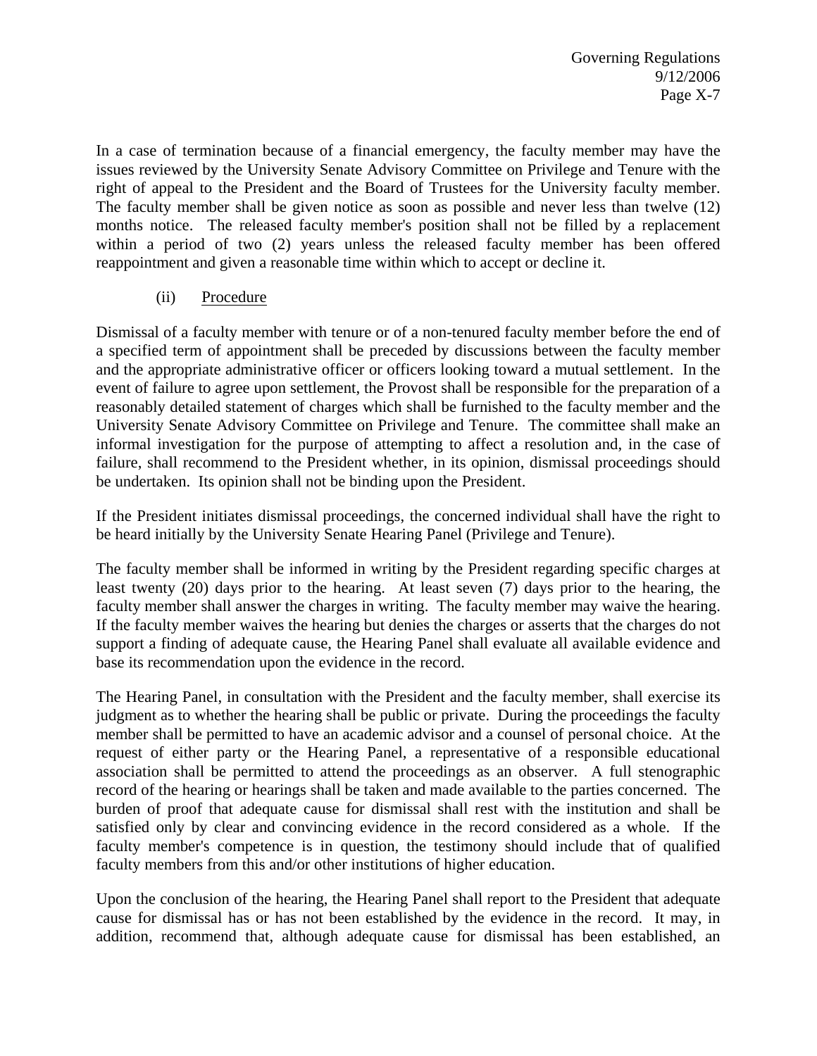In a case of termination because of a financial emergency, the faculty member may have the issues reviewed by the University Senate Advisory Committee on Privilege and Tenure with the right of appeal to the President and the Board of Trustees for the University faculty member. The faculty member shall be given notice as soon as possible and never less than twelve (12) months notice. The released faculty member's position shall not be filled by a replacement within a period of two (2) years unless the released faculty member has been offered reappointment and given a reasonable time within which to accept or decline it.

(ii) Procedure

Dismissal of a faculty member with tenure or of a non-tenured faculty member before the end of a specified term of appointment shall be preceded by discussions between the faculty member and the appropriate administrative officer or officers looking toward a mutual settlement. In the event of failure to agree upon settlement, the Provost shall be responsible for the preparation of a reasonably detailed statement of charges which shall be furnished to the faculty member and the University Senate Advisory Committee on Privilege and Tenure. The committee shall make an informal investigation for the purpose of attempting to affect a resolution and, in the case of failure, shall recommend to the President whether, in its opinion, dismissal proceedings should be undertaken. Its opinion shall not be binding upon the President.

If the President initiates dismissal proceedings, the concerned individual shall have the right to be heard initially by the University Senate Hearing Panel (Privilege and Tenure).

The faculty member shall be informed in writing by the President regarding specific charges at least twenty (20) days prior to the hearing. At least seven (7) days prior to the hearing, the faculty member shall answer the charges in writing. The faculty member may waive the hearing. If the faculty member waives the hearing but denies the charges or asserts that the charges do not support a finding of adequate cause, the Hearing Panel shall evaluate all available evidence and base its recommendation upon the evidence in the record.

The Hearing Panel, in consultation with the President and the faculty member, shall exercise its judgment as to whether the hearing shall be public or private. During the proceedings the faculty member shall be permitted to have an academic advisor and a counsel of personal choice. At the request of either party or the Hearing Panel, a representative of a responsible educational association shall be permitted to attend the proceedings as an observer. A full stenographic record of the hearing or hearings shall be taken and made available to the parties concerned. The burden of proof that adequate cause for dismissal shall rest with the institution and shall be satisfied only by clear and convincing evidence in the record considered as a whole. If the faculty member's competence is in question, the testimony should include that of qualified faculty members from this and/or other institutions of higher education.

Upon the conclusion of the hearing, the Hearing Panel shall report to the President that adequate cause for dismissal has or has not been established by the evidence in the record. It may, in addition, recommend that, although adequate cause for dismissal has been established, an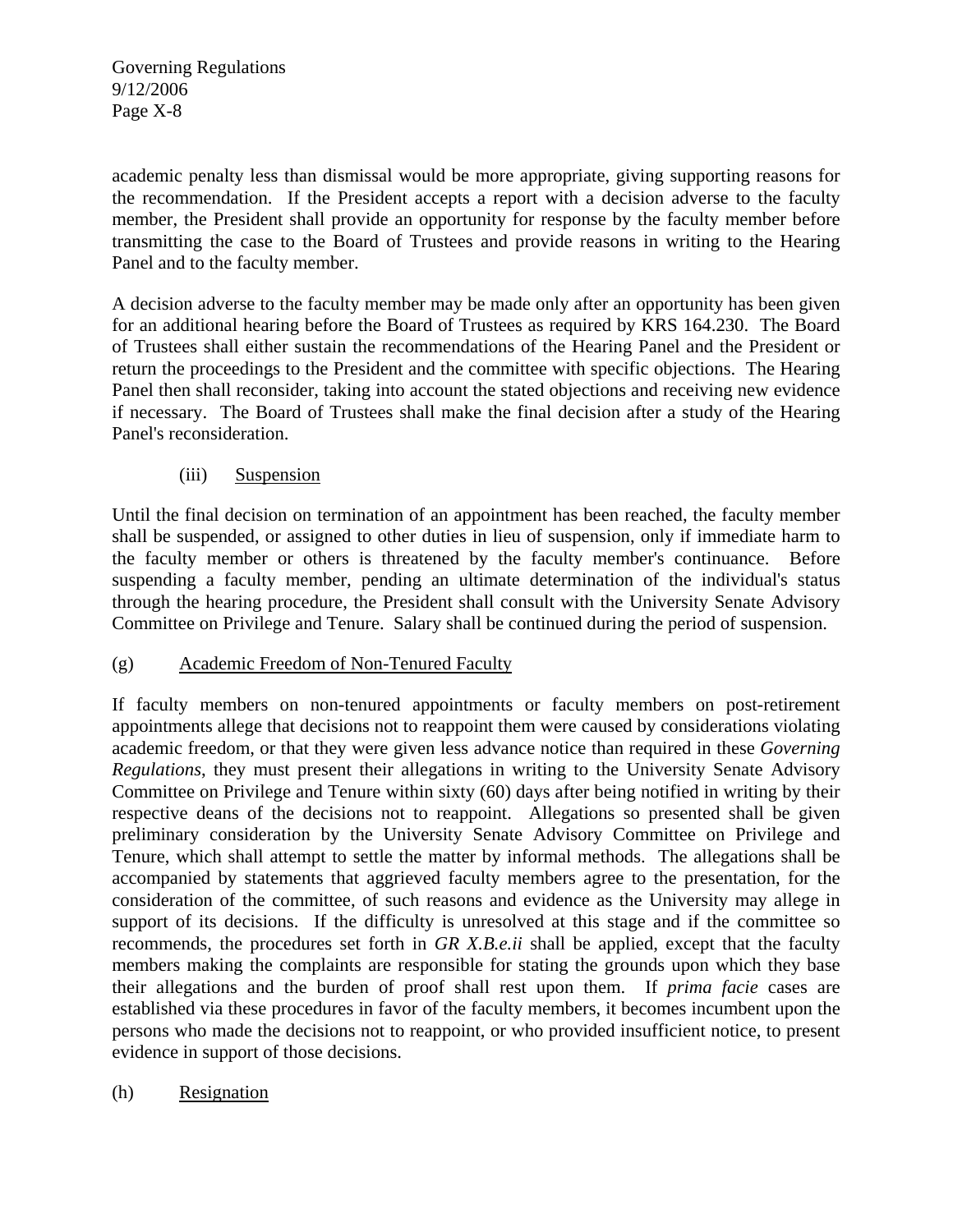academic penalty less than dismissal would be more appropriate, giving supporting reasons for the recommendation. If the President accepts a report with a decision adverse to the faculty member, the President shall provide an opportunity for response by the faculty member before transmitting the case to the Board of Trustees and provide reasons in writing to the Hearing Panel and to the faculty member.

A decision adverse to the faculty member may be made only after an opportunity has been given for an additional hearing before the Board of Trustees as required by KRS 164.230. The Board of Trustees shall either sustain the recommendations of the Hearing Panel and the President or return the proceedings to the President and the committee with specific objections. The Hearing Panel then shall reconsider, taking into account the stated objections and receiving new evidence if necessary. The Board of Trustees shall make the final decision after a study of the Hearing Panel's reconsideration.

(iii) Suspension

Until the final decision on termination of an appointment has been reached, the faculty member shall be suspended, or assigned to other duties in lieu of suspension, only if immediate harm to the faculty member or others is threatened by the faculty member's continuance. Before suspending a faculty member, pending an ultimate determination of the individual's status through the hearing procedure, the President shall consult with the University Senate Advisory Committee on Privilege and Tenure. Salary shall be continued during the period of suspension.

(g) Academic Freedom of Non-Tenured Faculty

If faculty members on non-tenured appointments or faculty members on post-retirement appointments allege that decisions not to reappoint them were caused by considerations violating academic freedom, or that they were given less advance notice than required in these *Governing Regulations*, they must present their allegations in writing to the University Senate Advisory Committee on Privilege and Tenure within sixty (60) days after being notified in writing by their respective deans of the decisions not to reappoint. Allegations so presented shall be given preliminary consideration by the University Senate Advisory Committee on Privilege and Tenure, which shall attempt to settle the matter by informal methods. The allegations shall be accompanied by statements that aggrieved faculty members agree to the presentation, for the consideration of the committee, of such reasons and evidence as the University may allege in support of its decisions. If the difficulty is unresolved at this stage and if the committee so recommends, the procedures set forth in *GR X.B.e.ii* shall be applied, except that the faculty members making the complaints are responsible for stating the grounds upon which they base their allegations and the burden of proof shall rest upon them. If *prima facie* cases are established via these procedures in favor of the faculty members, it becomes incumbent upon the persons who made the decisions not to reappoint, or who provided insufficient notice, to present evidence in support of those decisions.

(h) Resignation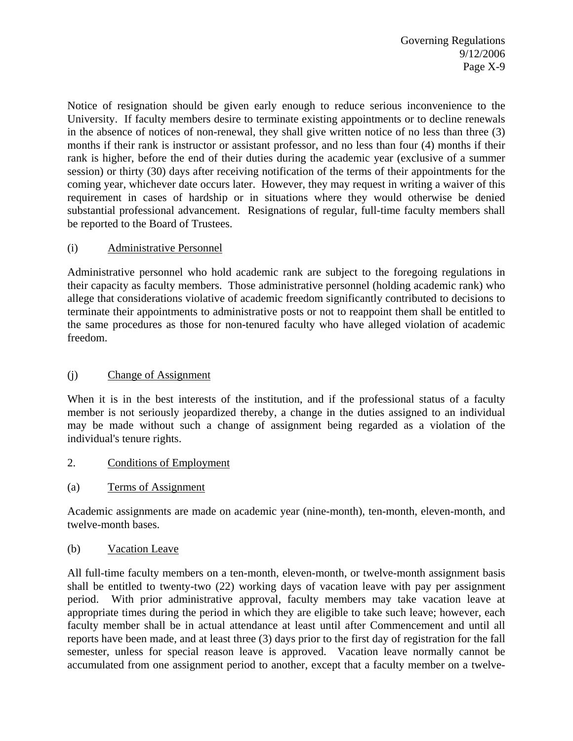Notice of resignation should be given early enough to reduce serious inconvenience to the University. If faculty members desire to terminate existing appointments or to decline renewals in the absence of notices of non-renewal, they shall give written notice of no less than three (3) months if their rank is instructor or assistant professor, and no less than four (4) months if their rank is higher, before the end of their duties during the academic year (exclusive of a summer session) or thirty (30) days after receiving notification of the terms of their appointments for the coming year, whichever date occurs later. However, they may request in writing a waiver of this requirement in cases of hardship or in situations where they would otherwise be denied substantial professional advancement. Resignations of regular, full-time faculty members shall be reported to the Board of Trustees.

(i) Administrative Personnel

Administrative personnel who hold academic rank are subject to the foregoing regulations in their capacity as faculty members. Those administrative personnel (holding academic rank) who allege that considerations violative of academic freedom significantly contributed to decisions to terminate their appointments to administrative posts or not to reappoint them shall be entitled to the same procedures as those for non-tenured faculty who have alleged violation of academic freedom.

(j) Change of Assignment

When it is in the best interests of the institution, and if the professional status of a faculty member is not seriously jeopardized thereby, a change in the duties assigned to an individual may be made without such a change of assignment being regarded as a violation of the individual's tenure rights.

2. Conditions of Employment

(a) Terms of Assignment

Academic assignments are made on academic year (nine-month), ten-month, eleven-month, and twelve-month bases.

(b) Vacation Leave

All full-time faculty members on a ten-month, eleven-month, or twelve-month assignment basis shall be entitled to twenty-two (22) working days of vacation leave with pay per assignment period. With prior administrative approval, faculty members may take vacation leave at appropriate times during the period in which they are eligible to take such leave; however, each faculty member shall be in actual attendance at least until after Commencement and until all reports have been made, and at least three (3) days prior to the first day of registration for the fall semester, unless for special reason leave is approved. Vacation leave normally cannot be accumulated from one assignment period to another, except that a faculty member on a twelve-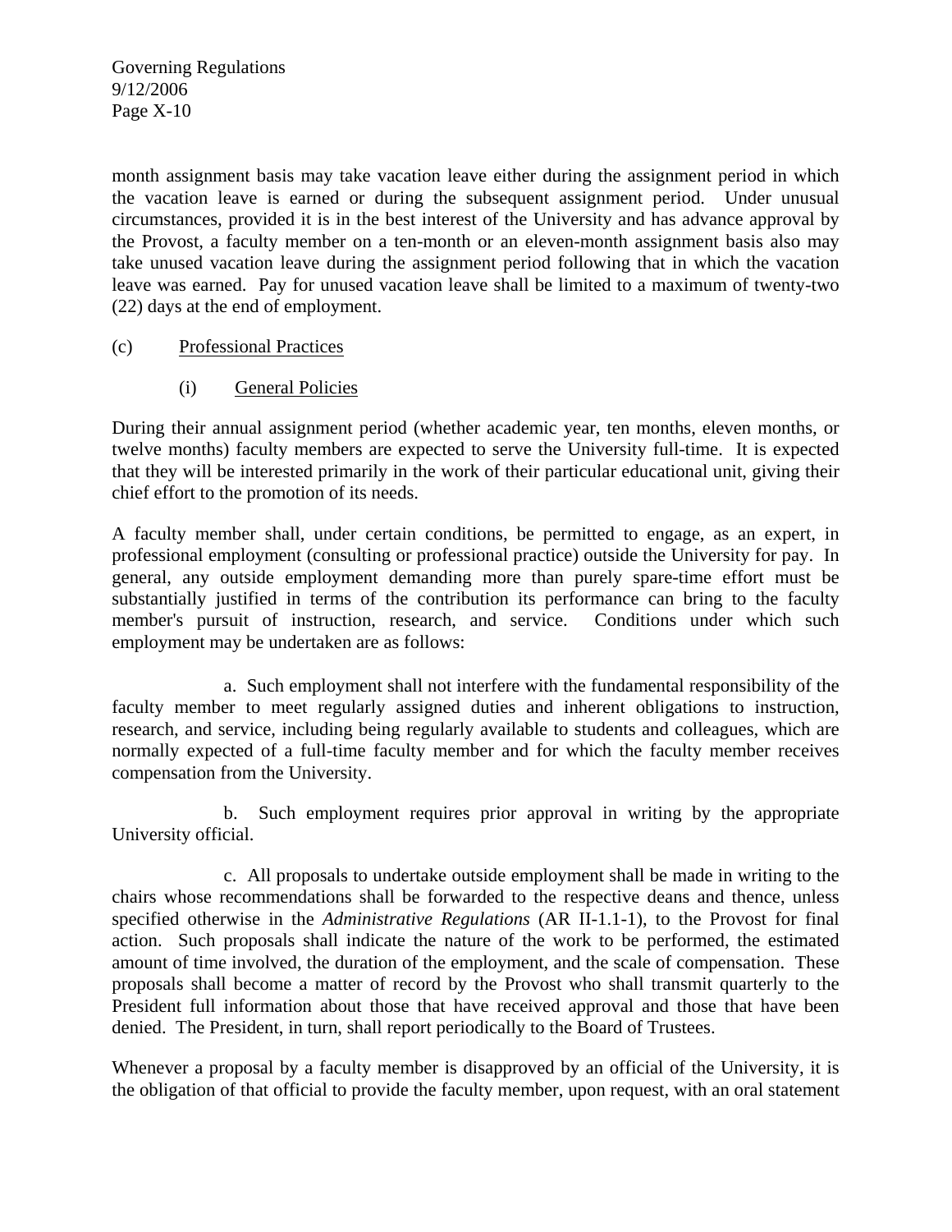month assignment basis may take vacation leave either during the assignment period in which the vacation leave is earned or during the subsequent assignment period. Under unusual circumstances, provided it is in the best interest of the University and has advance approval by the Provost, a faculty member on a ten-month or an eleven-month assignment basis also may take unused vacation leave during the assignment period following that in which the vacation leave was earned. Pay for unused vacation leave shall be limited to a maximum of twenty-two (22) days at the end of employment.

(c) Professional Practices

(i) General Policies

During their annual assignment period (whether academic year, ten months, eleven months, or twelve months) faculty members are expected to serve the University full-time. It is expected that they will be interested primarily in the work of their particular educational unit, giving their chief effort to the promotion of its needs.

A faculty member shall, under certain conditions, be permitted to engage, as an expert, in professional employment (consulting or professional practice) outside the University for pay. In general, any outside employment demanding more than purely spare-time effort must be substantially justified in terms of the contribution its performance can bring to the faculty member's pursuit of instruction, research, and service. Conditions under which such employment may be undertaken are as follows:

a. Such employment shall not interfere with the fundamental responsibility of the faculty member to meet regularly assigned duties and inherent obligations to instruction, research, and service, including being regularly available to students and colleagues, which are normally expected of a full-time faculty member and for which the faculty member receives compensation from the University.

b. Such employment requires prior approval in writing by the appropriate University official.

c. All proposals to undertake outside employment shall be made in writing to the chairs whose recommendations shall be forwarded to the respective deans and thence, unless specified otherwise in the *Administrative Regulations* (AR II-1.1-1), to the Provost for final action. Such proposals shall indicate the nature of the work to be performed, the estimated amount of time involved, the duration of the employment, and the scale of compensation. These proposals shall become a matter of record by the Provost who shall transmit quarterly to the President full information about those that have received approval and those that have been denied. The President, in turn, shall report periodically to the Board of Trustees.

Whenever a proposal by a faculty member is disapproved by an official of the University, it is the obligation of that official to provide the faculty member, upon request, with an oral statement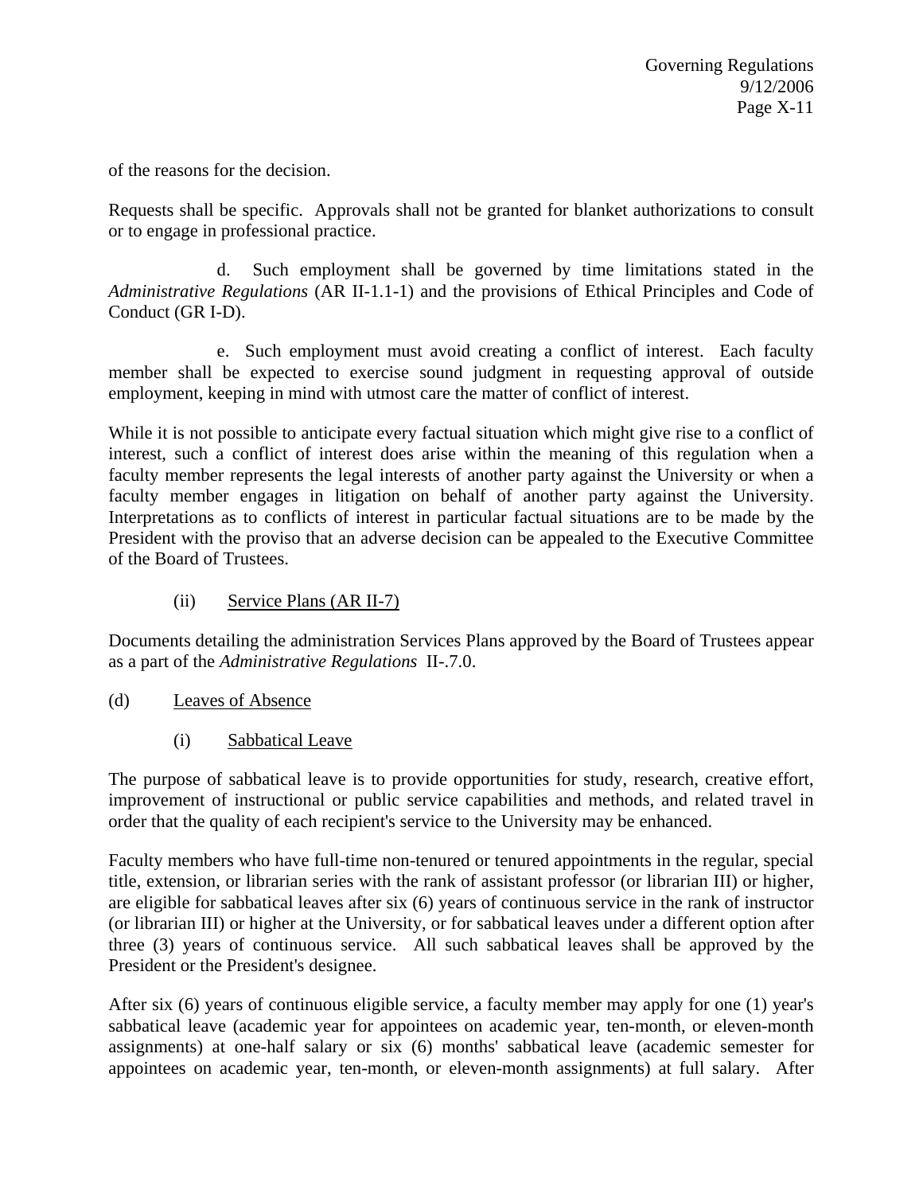of the reasons for the decision.

Requests shall be specific. Approvals shall not be granted for blanket authorizations to consult or to engage in professional practice.

d. Such employment shall be governed by time limitations stated in the *Administrative Regulations* (AR II-1.1-1) and the provisions of Ethical Principles and Code of Conduct (GR I-D).

e. Such employment must avoid creating a conflict of interest. Each faculty member shall be expected to exercise sound judgment in requesting approval of outside employment, keeping in mind with utmost care the matter of conflict of interest.

While it is not possible to anticipate every factual situation which might give rise to a conflict of interest, such a conflict of interest does arise within the meaning of this regulation when a faculty member represents the legal interests of another party against the University or when a faculty member engages in litigation on behalf of another party against the University. Interpretations as to conflicts of interest in particular factual situations are to be made by the President with the proviso that an adverse decision can be appealed to the Executive Committee of the Board of Trustees.

(ii) Service Plans (AR II-7)

Documents detailing the administration Services Plans approved by the Board of Trustees appear as a part of the *Administrative Regulations* II-.7.0.

(d) Leaves of Absence

(i) Sabbatical Leave

The purpose of sabbatical leave is to provide opportunities for study, research, creative effort, improvement of instructional or public service capabilities and methods, and related travel in order that the quality of each recipient's service to the University may be enhanced.

Faculty members who have full-time non-tenured or tenured appointments in the regular, special title, extension, or librarian series with the rank of assistant professor (or librarian III) or higher, are eligible for sabbatical leaves after six (6) years of continuous service in the rank of instructor (or librarian III) or higher at the University, or for sabbatical leaves under a different option after three (3) years of continuous service. All such sabbatical leaves shall be approved by the President or the President's designee.

After six (6) years of continuous eligible service, a faculty member may apply for one (1) year's sabbatical leave (academic year for appointees on academic year, ten-month, or eleven-month assignments) at one-half salary or six (6) months' sabbatical leave (academic semester for appointees on academic year, ten-month, or eleven-month assignments) at full salary. After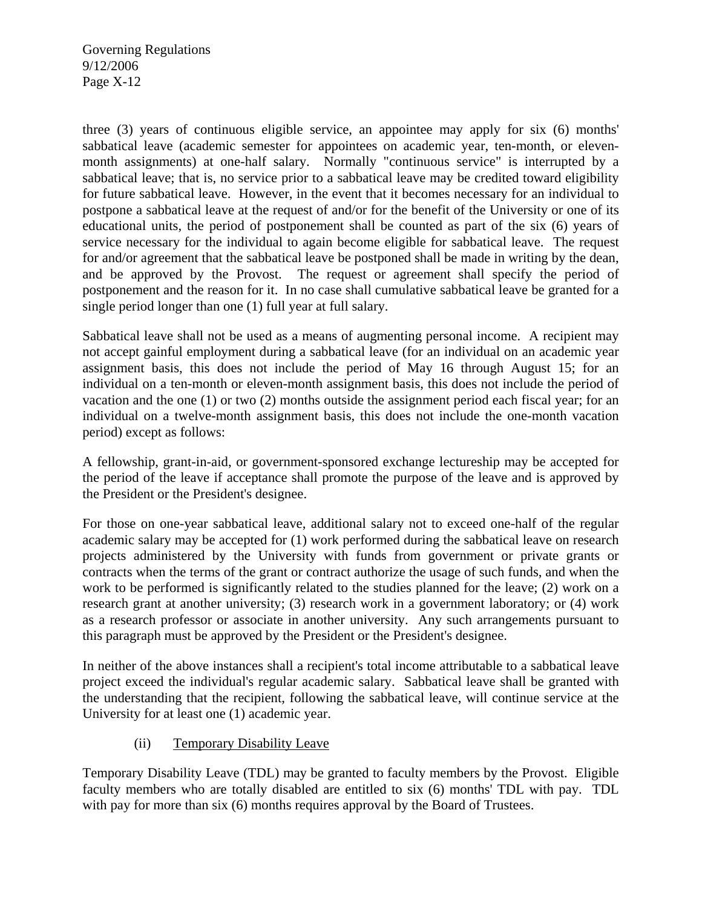three (3) years of continuous eligible service, an appointee may apply for six (6) months' sabbatical leave (academic semester for appointees on academic year, ten-month, or eleven-month assignments) at one-half salary. Normally "continuous service" is interrupted by a sabbatical leave; that is, no service prior to a sabbatical leave may be credited toward eligibility for future sabbatical leave. However, in the event that it becomes necessary for an individual to postpone a sabbatical leave at the request of and/or for the benefit of the University or one of its educational units, the period of postponement shall be counted as part of the six (6) years of service necessary for the individual to again become eligible for sabbatical leave. The request for and/or agreement that the sabbatical leave be postponed shall be made in writing by the dean, and be approved by the Provost. The request or agreement shall specify the period of postponement and the reason for it. In no case shall cumulative sabbatical leave be granted for a single period longer than one (1) full year at full salary.

Sabbatical leave shall not be used as a means of augmenting personal income. A recipient may not accept gainful employment during a sabbatical leave (for an individual on an academic year assignment basis, this does not include the period of May 16 through August 15; for an individual on a ten-month or eleven-month assignment basis, this does not include the period of vacation and the one (1) or two (2) months outside the assignment period each fiscal year; for an individual on a twelve-month assignment basis, this does not include the one-month vacation period) except as follows:

A fellowship, grant-in-aid, or government-sponsored exchange lectureship may be accepted for the period of the leave if acceptance shall promote the purpose of the leave and is approved by the President or the President's designee.

For those on one-year sabbatical leave, additional salary not to exceed one-half of the regular academic salary may be accepted for (1) work performed during the sabbatical leave on research projects administered by the University with funds from government or private grants or contracts when the terms of the grant or contract authorize the usage of such funds, and when the work to be performed is significantly related to the studies planned for the leave; (2) work on a research grant at another university; (3) research work in a government laboratory; or (4) work as a research professor or associate in another university. Any such arrangements pursuant to this paragraph must be approved by the President or the President's designee.

In neither of the above instances shall a recipient's total income attributable to a sabbatical leave project exceed the individual's regular academic salary. Sabbatical leave shall be granted with the understanding that the recipient, following the sabbatical leave, will continue service at the University for at least one (1) academic year.

(ii) Temporary Disability Leave

Temporary Disability Leave (TDL) may be granted to faculty members by the Provost. Eligible faculty members who are totally disabled are entitled to six (6) months' TDL with pay. TDL with pay for more than six (6) months requires approval by the Board of Trustees.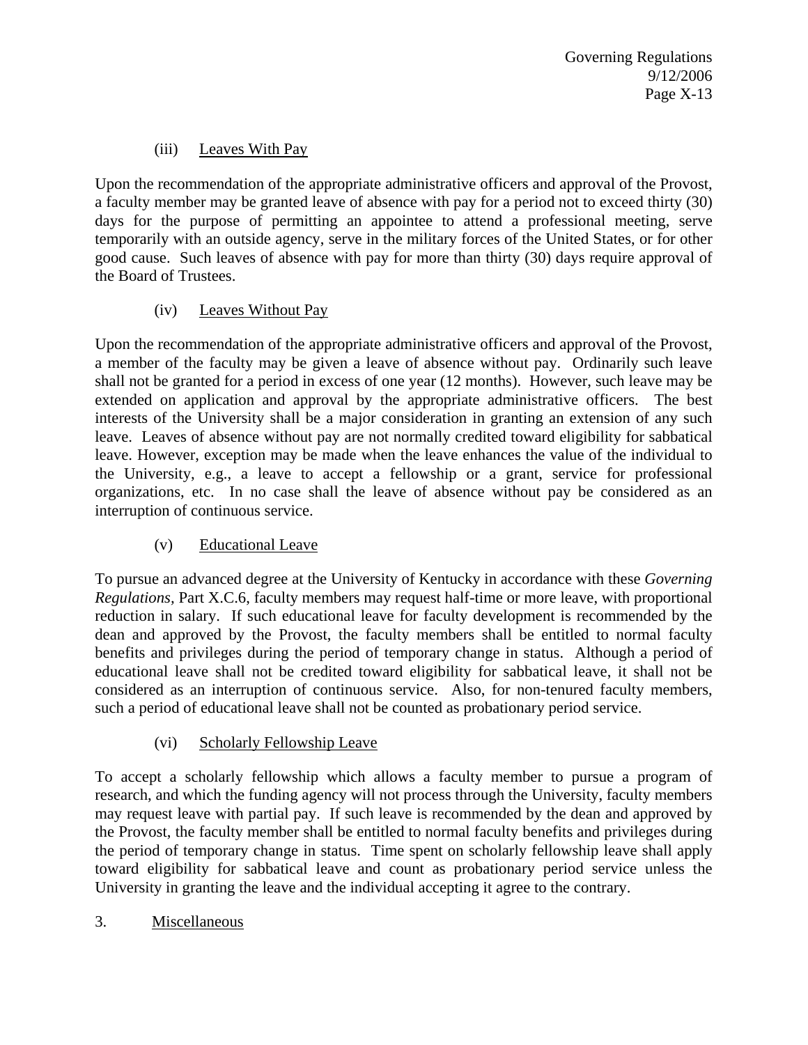#### (iii) Leaves With Pay

Upon the recommendation of the appropriate administrative officers and approval of the Provost, a faculty member may be granted leave of absence with pay for a period not to exceed thirty (30) days for the purpose of permitting an appointee to attend a professional meeting, serve temporarily with an outside agency, serve in the military forces of the United States, or for other good cause. Such leaves of absence with pay for more than thirty (30) days require approval of the Board of Trustees.

#### (iv) Leaves Without Pay

Upon the recommendation of the appropriate administrative officers and approval of the Provost, a member of the faculty may be given a leave of absence without pay. Ordinarily such leave shall not be granted for a period in excess of one year (12 months). However, such leave may be extended on application and approval by the appropriate administrative officers. The best interests of the University shall be a major consideration in granting an extension of any such leave. Leaves of absence without pay are not normally credited toward eligibility for sabbatical leave. However, exception may be made when the leave enhances the value of the individual to the University, e.g., a leave to accept a fellowship or a grant, service for professional organizations, etc. In no case shall the leave of absence without pay be considered as an interruption of continuous service.

#### (v) Educational Leave

To pursue an advanced degree at the University of Kentucky in accordance with these *Governing Regulations*, Part X.C.6, faculty members may request half-time or more leave, with proportional reduction in salary. If such educational leave for faculty development is recommended by the dean and approved by the Provost, the faculty members shall be entitled to normal faculty benefits and privileges during the period of temporary change in status. Although a period of educational leave shall not be credited toward eligibility for sabbatical leave, it shall not be considered as an interruption of continuous service. Also, for non-tenured faculty members, such a period of educational leave shall not be counted as probationary period service.

#### (vi) Scholarly Fellowship Leave

To accept a scholarly fellowship which allows a faculty member to pursue a program of research, and which the funding agency will not process through the University, faculty members may request leave with partial pay. If such leave is recommended by the dean and approved by the Provost, the faculty member shall be entitled to normal faculty benefits and privileges during the period of temporary change in status. Time spent on scholarly fellowship leave shall apply toward eligibility for sabbatical leave and count as probationary period service unless the University in granting the leave and the individual accepting it agree to the contrary.

### 3. Miscellaneous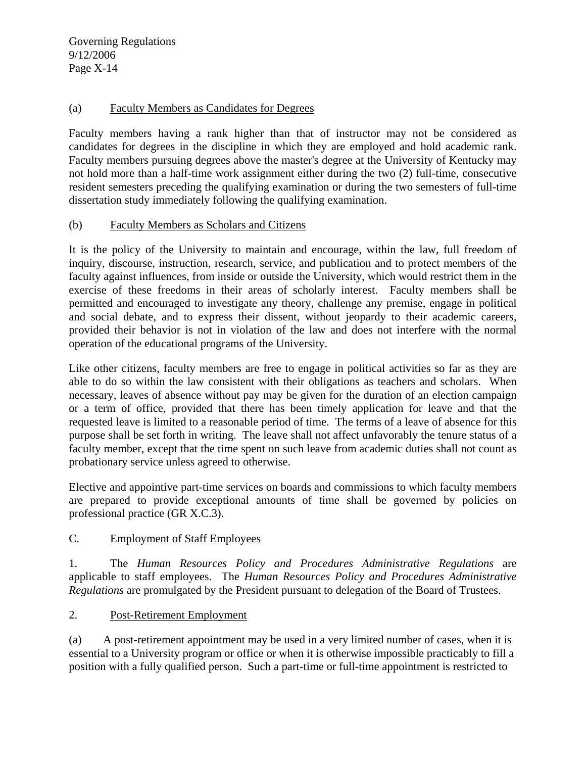(a) Faculty Members as Candidates for Degrees

Faculty members having a rank higher than that of instructor may not be considered as candidates for degrees in the discipline in which they are employed and hold academic rank. Faculty members pursuing degrees above the master's degree at the University of Kentucky may not hold more than a half-time work assignment either during the two (2) full-time, consecutive resident semesters preceding the qualifying examination or during the two semesters of full-time dissertation study immediately following the qualifying examination.

(b) Faculty Members as Scholars and Citizens

It is the policy of the University to maintain and encourage, within the law, full freedom of inquiry, discourse, instruction, research, service, and publication and to protect members of the faculty against influences, from inside or outside the University, which would restrict them in the exercise of these freedoms in their areas of scholarly interest. Faculty members shall be permitted and encouraged to investigate any theory, challenge any premise, engage in political and social debate, and to express their dissent, without jeopardy to their academic careers, provided their behavior is not in violation of the law and does not interfere with the normal operation of the educational programs of the University.

Like other citizens, faculty members are free to engage in political activities so far as they are able to do so within the law consistent with their obligations as teachers and scholars. When necessary, leaves of absence without pay may be given for the duration of an election campaign or a term of office, provided that there has been timely application for leave and that the requested leave is limited to a reasonable period of time. The terms of a leave of absence for this purpose shall be set forth in writing. The leave shall not affect unfavorably the tenure status of a faculty member, except that the time spent on such leave from academic duties shall not count as probationary service unless agreed to otherwise.

Elective and appointive part-time services on boards and commissions to which faculty members are prepared to provide exceptional amounts of time shall be governed by policies on professional practice (GR X.C.3).

C. Employment of Staff Employees

1. The *Human Resources Policy and Procedures Administrative Regulations* are applicable to staff employees. The *Human Resources Policy and Procedures Administrative Regulations* are promulgated by the President pursuant to delegation of the Board of Trustees.

2. Post-Retirement Employment

(a) A post-retirement appointment may be used in a very limited number of cases, when it is essential to a University program or office or when it is otherwise impossible practicably to fill a position with a fully qualified person. Such a part-time or full-time appointment is restricted to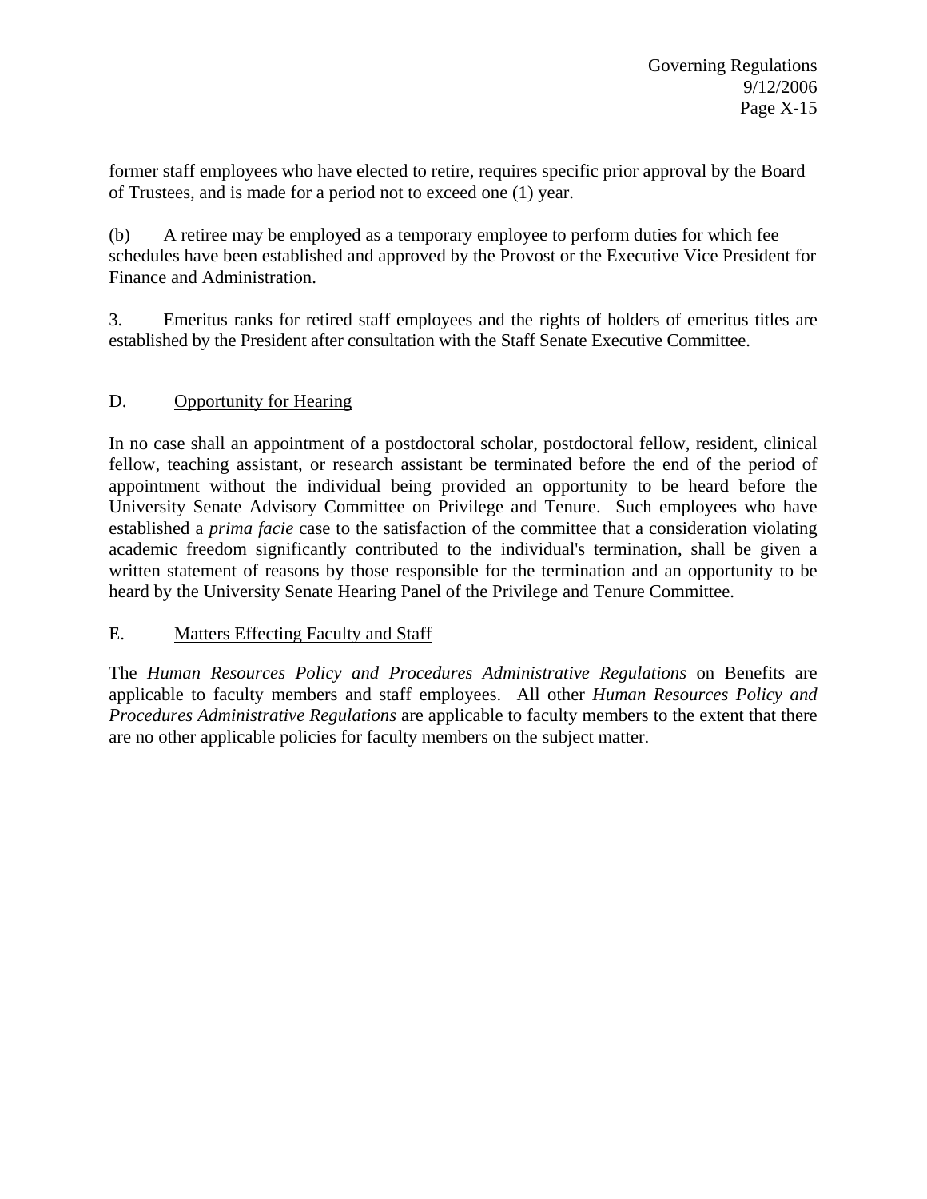former staff employees who have elected to retire, requires specific prior approval by the Board of Trustees, and is made for a period not to exceed one (1) year.

(b) A retiree may be employed as a temporary employee to perform duties for which fee schedules have been established and approved by the Provost or the Executive Vice President for Finance and Administration.

3. Emeritus ranks for retired staff employees and the rights of holders of emeritus titles are established by the President after consultation with the Staff Senate Executive Committee.

D. Opportunity for Hearing

In no case shall an appointment of a postdoctoral scholar, postdoctoral fellow, resident, clinical fellow, teaching assistant, or research assistant be terminated before the end of the period of appointment without the individual being provided an opportunity to be heard before the University Senate Advisory Committee on Privilege and Tenure. Such employees who have established a *prima facie* case to the satisfaction of the committee that a consideration violating academic freedom significantly contributed to the individual's termination, shall be given a written statement of reasons by those responsible for the termination and an opportunity to be heard by the University Senate Hearing Panel of the Privilege and Tenure Committee.

E. Matters Effecting Faculty and Staff

The *Human Resources Policy and Procedures Administrative Regulations* on Benefits are applicable to faculty members and staff employees. All other *Human Resources Policy and Procedures Administrative Regulations* are applicable to faculty members to the extent that there are no other applicable policies for faculty members on the subject matter.